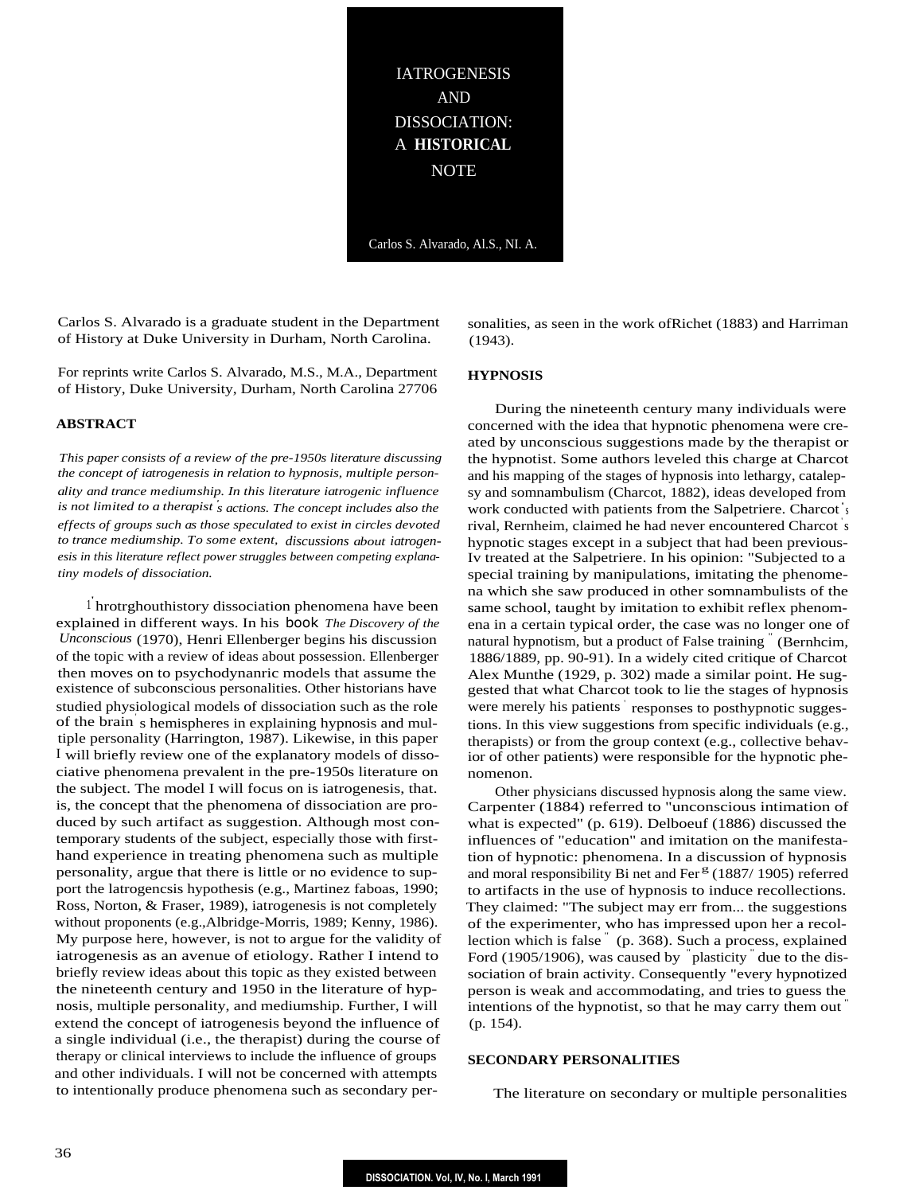# IATROGENESIS AND DISSOCIATION: A HISTORICAL NOTE

Carlos S. Alvarado, Al.S., NI. A.

Carlos S. Alvarado is a graduate student in the Department of History at Duke University in Durham, North Carolina.

For reprints write Carlos S. Alvarado, M.S., M.A., Department of History, Duke University, Durham, North Carolina 27706

## ABSTRACT

*This paper consists of a review of the pre-1950s literature discussing the concept of iatrogenesis in relation to hypnosis, multiple personality and trance mediumship. In this literature iatrogenic influence is not limited to a therapist's actions. The concept includes also the effects of groups such as those speculated to exist in circles devoted to trance mediumship. To some extent, discussions about iatrogenesis in this literature reflect power struggles between competing explanatiny models of dissociation.*

Throrghouthistory dissociation phenomena have been explained in different ways. In his book *The Discovery of the Unconscious* (1970), Henri Ellenberger begins his discussion of the topic with a review of ideas about possession. Ellenberger then moves on to psychodynanric models that assume the existence of subconscious personalities. Other historians have studied physiological models of dissociation such as the role of the brain's hemispheres in explaining hypnosis and multiple personality (Harrington, 1987). Likewise, in this paper I will briefly review one of the explanatory models of dissociative phenomena prevalent in the pre-1950s literature on the subject. The model I will focus on is iatrogenesis, that. is, the concept that the phenomena of dissociation are produced by such artifact as suggestion. Although most contemporary students of the subject, especially those with first-hand experience in treating phenomena such as multiple personality, argue that there is little or no evidence to support the latrogencsis hypothesis (e.g., Martinez faboas, 1990; Ross, Norton, & Fraser, 1989), iatrogenesis is not completely without proponents (e.g.,Albridge-Morris, 1989; Kenny, 1986). My purpose here, however, is not to argue for the validity of iatrogenesis as an avenue of etiology. Rather I intend to briefly review ideas about this topic as they existed between the nineteenth century and 1950 in the literature of hypnosis, multiple personality, and mediumship. Further, I will extend the concept of iatrogenesis beyond the influence of a single individual (i.e., the therapist) during the course of therapy or clinical interviews to include the influence of groups and other individuals. I will not be concerned with attempts to intentionally produce phenomena such as secondary personalities, as seen in the work ofRichet (1883) and Harriman (1943).

## HYPNOSIS

During the nineteenth century many individuals were concerned with the idea that hypnotic phenomena were created by unconscious suggestions made by the therapist or the hypnotist. Some authors leveled this charge at Charcot and his mapping of the stages of hypnosis into lethargy, catalepsy and somnambulism (Charcot, 1882), ideas developed from work conducted with patients from the Salpetriere. Charcot's rival, Rernheim, claimed he had never encountered Charcot's hypnotic stages except in a subject that had been previously treated at the Salpetriere. In his opinion: "Subjected to a special training by manipulations, imitating the phenomena which she saw produced in other somnambulists of the same school, taught by imitation to exhibit reflex phenomena in a certain typical order, the case was no longer one of natural hypnotism, but a product of False training" (Bernhcim, 1886/1889, pp. 90-91). In a widely cited critique of Charcot Alex Munthe (1929, p. 302) made a similar point. He suggested that what Charcot took to lie the stages of hypnosis were merely his patients' responses to posthypnotic suggestions. In this view suggestions from specific individuals (e.g., therapists) or from the group context (e.g., collective behavior of other patients) were responsible for the hypnotic phenomenon.

Other physicians discussed hypnosis along the same view. Carpenter (1884) referred to "unconscious intimation of what is expected" (p. 619). Delboeuf (1886) discussed the influences of "education" and imitation on the manifestation of hypnotic: phenomena. In a discussion of hypnosis and moral responsibility Bi net and Fer g (1887/ 1905) referred to artifacts in the use of hypnosis to induce recollections. They claimed: "The subject may err from... the suggestions of the experimenter, who has impressed upon her a recollection which is false" (p. 368). Such a process, explained Ford (1905/1906), was caused by "plasticity" due to the dissociation of brain activity. Consequently "every hypnotized person is weak and accommodating, and tries to guess the intentions of the hypnotist, so that he may carry them out" (p. 154).

## SECONDARY PERSONALITIES

The literature on secondary or multiple personalities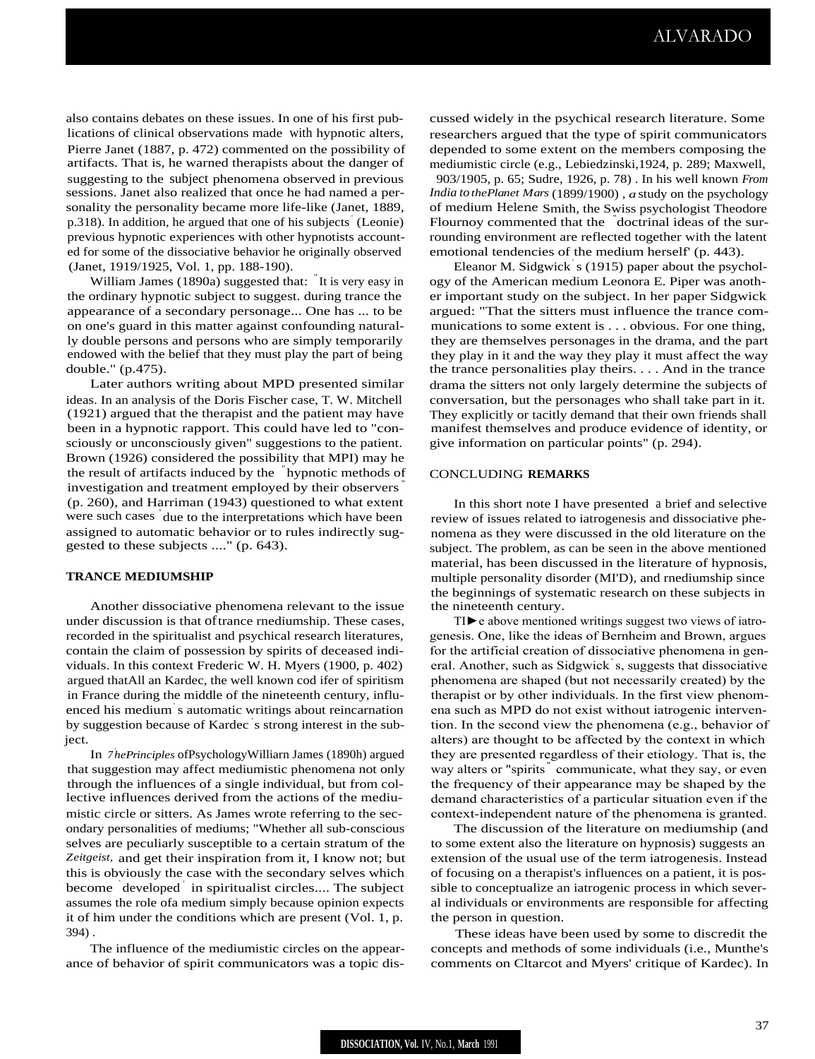also contains debates on these issues. In one of his first publications of clinical observations made with hypnotic alters, Pierre Janet (1887, p. 472) commented on the possibility of artifacts. That is, he warned therapists about the danger of suggesting to the subject phenomena observed in previous sessions. Janet also realized that once he had named a personality the personality became more life-like (Janet, 1889, p.318). In addition, he argued that one of his subjects' (Leonie) previous hypnotic experiences with other hypnotists accounted for some of the dissociative behavior he originally observed (Janet, 1919/1925, Vol. 1, pp. 188-190).

William James (1890a) suggested that: "It is very easy in the ordinary hypnotic subject to suggest. during trance the appearance of a secondary personage... One has ... to be on one's guard in this matter against confounding naturally double persons and persons who are simply temporarily endowed with the belief that they must play the part of being double." (p.475).

Later authors writing about MPD presented similar ideas. In an analysis of the Doris Fischer case, T. W. Mitchell (1921) argued that the therapist and the patient may have been in a hypnotic rapport. This could have led to "consciously or unconsciously given" suggestions to the patient. Brown (1926) considered the possibility that MPI) may he the result of artifacts induced by the "hypnotic methods of investigation and treatment employed by their observers" (p. 260), and Harriman (1943) questioned to what extent were such cases "due to the interpretations which have been assigned to automatic behavior or to rules indirectly suggested to these subjects ...." (p. 643).

## TRANCE MEDIUMSHIP

Another dissociative phenomena relevant to the issue under discussion is that of trance rnediumship. These cases, recorded in the spiritualist and psychical research literatures, contain the claim of possession by spirits of deceased individuals. In this context Frederic W. H. Myers (1900, p. 402) argued thatAll an Kardec, the well known cod ifer of spiritism in France during the middle of the nineteenth century, influenced his medium's automatic writings about reincarnation by suggestion because of Kardec's strong interest in the subject.

In *The Principles of Psychology* Williarn James (1890h) argued that suggestion may affect mediumistic phenomena not only through the influences of a single individual, but from collective influences derived from the actions of the mediumistic circle or sitters. As James wrote referring to the secondary personalities of mediums; "Whether all sub-conscious selves are peculiarly susceptible to a certain stratum of the *Zeitgeist,* and get their inspiration from it, I know not; but this is obviously the case with the secondary selves which become 'developed' in spiritualist circles.... The subject assumes the role ofa medium simply because opinion expects it of him under the conditions which are present (Vol. 1, p. 394).

The influence of the mediumistic circles on the appearance of behavior of spirit communicators was a topic discussed widely in the psychical research literature. Some researchers argued that the type of spirit communicators depended to some extent on the members composing the mediumistic circle (e.g., Lebiedzinski,1924, p. 289; Maxwell, 903/1905, p. 65; Sudre, 1926, p. 78). In his well known *From India to the Planet Mars* (1899/1900), a study on the psychology of medium Helene Smith, the Swiss psychologist Theodore Flournoy commented that the "doctrinal ideas of the surrounding environment are reflected together with the latent emotional tendencies of the medium herself' (p. 443).

Eleanor M. Sidgwick's (1915) paper about the psychology of the American medium Leonora E. Piper was another important study on the subject. In her paper Sidgwick argued: "That the sitters must influence the trance communications to some extent is . . . obvious. For one thing, they are themselves personages in the drama, and the part they play in it and the way they play it must affect the way the trance personalities play theirs. . . . And in the trance drama the sitters not only largely determine the subjects of conversation, but the personages who shall take part in it. They explicitly or tacitly demand that their own friends shall manifest themselves and produce evidence of identity, or give information on particular points" (p. 294).

## CONCLUDING REMARKS

In this short note I have presented a brief and selective review of issues related to iatrogenesis and dissociative phenomena as they were discussed in the old literature on the subject. The problem, as can be seen in the above mentioned material, has been discussed in the literature of hypnosis, multiple personality disorder (MI'D), and rnediumship since the beginnings of systematic research on these subjects in the nineteenth century.

The above mentioned writings suggest two views of iatrogenesis. One, like the ideas of Bernheim and Brown, argues for the artificial creation of dissociative phenomena in general. Another, such as Sidgwick's, suggests that dissociative phenomena are shaped (but not necessarily created) by the therapist or by other individuals. In the first view phenomena such as MPD do not exist without iatrogenic intervention. In the second view the phenomena (e.g., behavior of alters) are thought to be affected by the context in which they are presented regardless of their etiology. That is, the way alters or "spirits" communicate, what they say, or even the frequency of their appearance may be shaped by the demand characteristics of a particular situation even if the context-independent nature of the phenomena is granted.

The discussion of the literature on mediumship (and to some extent also the literature on hypnosis) suggests an extension of the usual use of the term iatrogenesis. Instead of focusing on a therapist's influences on a patient, it is possible to conceptualize an iatrogenic process in which several individuals or environments are responsible for affecting the person in question.

These ideas have been used by some to discredit the concepts and methods of some individuals (i.e., Munthe's comments on Cltarcot and Myers' critique of Kardec). In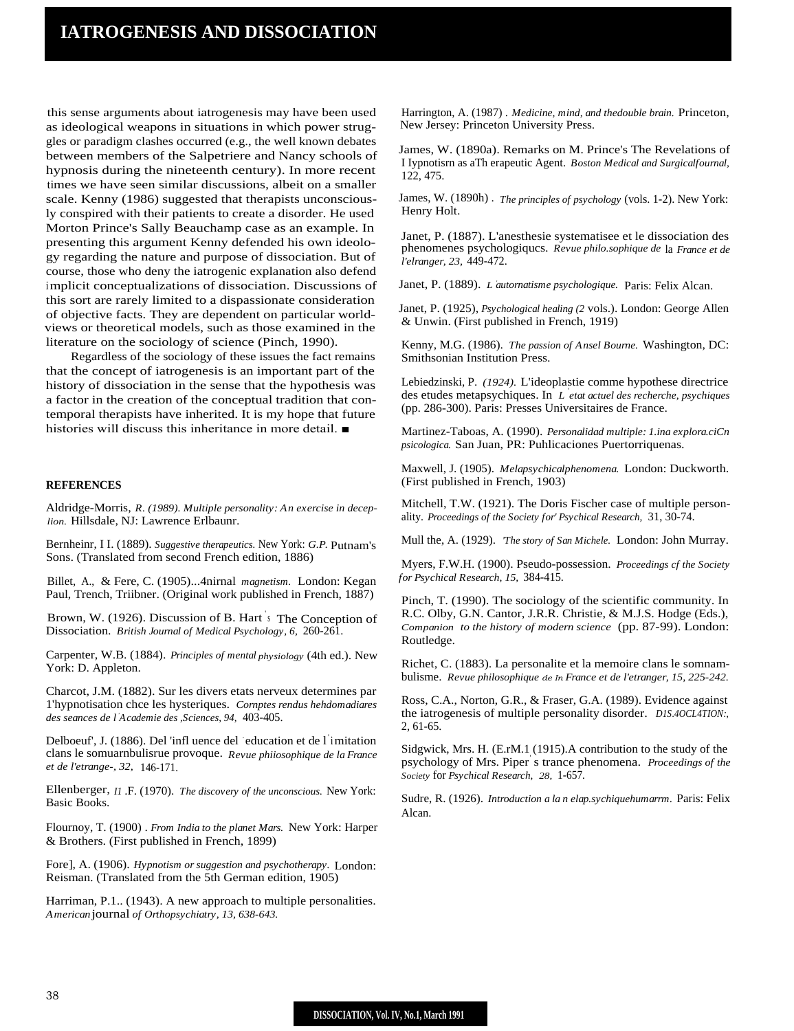this sense arguments about iatrogenesis may have been used as ideological weapons in situations in which power struggles or paradigm clashes occurred (e.g., the well known debates between members of the Salpetriere and Nancy schools of hypnosis during the nineteenth century). In more recent times we have seen similar discussions, albeit on a smaller scale. Kenny (1986) suggested that therapists unconsciously conspired with their patients to create a disorder. He used Morton Prince's Sally Beauchamp case as an example. In presenting this argument Kenny defended his own ideology regarding the nature and purpose of dissociation. But of course, those who deny the iatrogenic explanation also defend implicit conceptualizations of dissociation. Discussions of this sort are rarely limited to a dispassionate consideration of objective facts. They are dependent on particular worldviews or theoretical models, such as those examined in the literature on the sociology of science (Pinch, 1990).

Regardless of the sociology of these issues the fact remains that the concept of iatrogenesis is an important part of the history of dissociation in the sense that the hypothesis was a factor in the creation of the conceptual tradition that contemporal therapists have inherited. It is my hope that future histories will discuss this inheritance in more detail. ■

## REFERENCES

Aldridge-Morris, R. (1989). *Multiple personality: An exercise in deception.* Hillsdale, NJ: Lawrence Erlbaunr.

Bernheinr, I I. (1889). *Suggestive therapeutics.* New York: G.P. Putnam's Sons. (Translated from second French edition, 1886)

Billet, A., & Fere, C. (1905)...4nirnal *magnetism.* London: Kegan Paul, Trench, Triibner. (Original work published in French, 1887)

Brown, W. (1926). Discussion of B. Hart's The Conception of Dissociation. *British Journal of Medical Psychology, 6,* 260-261.

Carpenter, W.B. (1884). *Principles of mental physiology* (4th ed.). New York: D. Appleton.

Charcot, J.M. (1882). Sur les divers etats nerveux determines par 1'hypnotisation chce les hysteriques. *Cornptes rendus hehdomadiares des seances de l'Academie des ,Sciences, 94,* 403-405.

Delboeuf', J. (1886). Del 'infl uence del 'education et de l'imitation clans le somuarnbulisrue provoque. *Revue phiiosophique de la France et de l'etrange-, 32,* 146-171.

Ellenberger, Il .F. (1970). *The discovery of the unconscious.* New York: Basic Books.

Flournoy, T. (1900) . *From India to the planet Mars.* New York: Harper & Brothers. (First published in French, 1899)

Fore], A. (1906). *Hypnotism or suggestion and psychotherapy.* London: Reisman. (Translated from the 5th German edition, 1905)

Harriman, P.1.. (1943). A new approach to multiple personalities. *American journal of Orthopsychiatry, 13, 638-643.*

Harrington, A. (1987) . *Medicine, mind, and thedouble brain.* Princeton, New Jersey: Princeton University Press.

James, W. (1890a). Remarks on M. Prince's The Revelations of I Iypnotisrn as aTh erapeutic Agent. *Boston Medical and Surgicalfournal,* 122, 475.

James, W. (1890h) . *The principles of psychology* (vols. 1-2). New York: Henry Holt.

Janet, P. (1887). L'anesthesie systematisee et le dissociation des phenomenes psychologiqucs. *Revue philo.sophique de la France et de l'elranger, 23,* 449-472.

Janet, P. (1889). *L'autornatisme psychologique.* Paris: Felix Alcan.

Janet, P. (1925), *Psychological healing (2* vols.). London: George Allen & Unwin. (First published in French, 1919)

Kenny, M.G. (1986). *The passion of Ansel Bourne.* Washington, DC: Smithsonian Institution Press.

Lebiedzinski, P. *(1924).* L'ideoplastie comme hypothese directrice des etudes metapsychiques. In *L'etat actuel des recherche, psychiques* (pp. 286-300). Paris: Presses Universitaires de France.

Martinez-Taboas, A. (1990). *Personalidad multiple: 1.ina explora.ciCn psicologica.* San Juan, PR: Puhlicaciones Puertorriquenas.

Maxwell, J. (1905). *Melapsychicalphenomena.* London: Duckworth. (First published in French, 1903)

Mitchell, T.W. (1921). The Doris Fischer case of multiple personality. *Proceedings of the Society for' Psychical Research,* 31, 30-74.

Mull the, A. (1929). *'The story of San Michele.* London: John Murray.

Myers, F.W.H. (1900). Pseudo-possession. *Proceedings cf the Society for Psychical Research, 15,* 384-415.

Pinch, T. (1990). The sociology of the scientific community. In R.C. Olby, G.N. Cantor, J.R.R. Christie, & M.J.S. Hodge (Eds.), *Companion to the history of modern science* (pp. 87-99). London: Routledge.

Richet, C. (1883). La personalite et la memoire clans le somnambulisme. *Revue philosophique de In France et de l'etranger, 15, 225-242.*

Ross, C.A., Norton, G.R., & Fraser, G.A. (1989). Evidence against the iatrogenesis of multiple personality disorder. *D1S.4OCL4TION:,* 2, 61-65.

Sidgwick, Mrs. H. (E.rM.1 (1915).A contribution to the study of the psychology of Mrs. Piper's trance phenomena. *Proceedings of the Society* for *Psychical Research, 28,* 1-657.

Sudre, R. (1926). *Introduction a la n elap.sychiquehumarrm.* Paris: Felix Alcan.